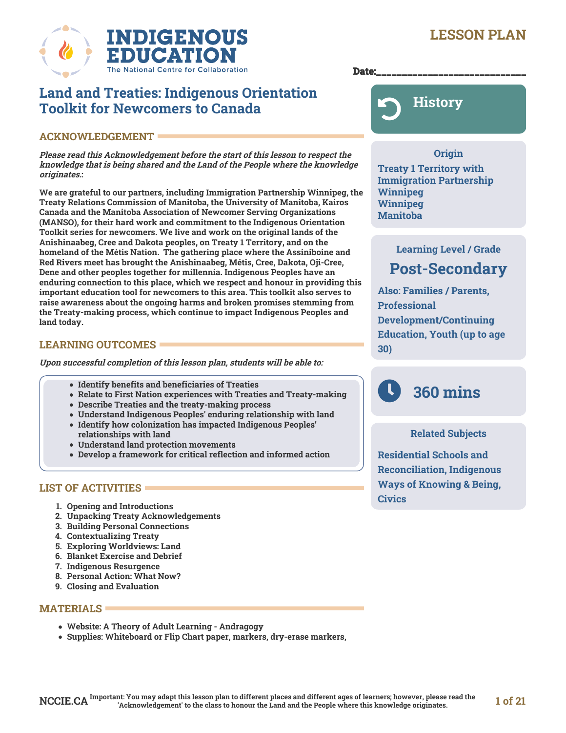# INDIGENOUS EDUCATION
The National Centre for Collaboration

**LESSON PLAN**

Date:______________________________

## Land and Treaties: Indigenous Orientation Toolkit for Newcomers to Canada

### ACKNOWLEDGEMENT

***Please read this Acknowledgement before the start of this lesson to respect the knowledge that is being shared and the Land of the People where the knowledge originates.:***

**We are grateful to our partners, including Immigration Partnership Winnipeg, the Treaty Relations Commission of Manitoba, the University of Manitoba, Kairos Canada and the Manitoba Association of Newcomer Serving Organizations (MANSO), for their hard work and commitment to the Indigenous Orientation Toolkit series for newcomers. We live and work on the original lands of the Anishinaabeg, Cree and Dakota peoples, on Treaty 1 Territory, and on the homeland of the Métis Nation. The gathering place where the Assiniboine and Red Rivers meet has brought the Anishinaabeg, Métis, Cree, Dakota, Oji-Cree, Dene and other peoples together for millennia. Indigenous Peoples have an enduring connection to this place, which we respect and honour in providing this important education tool for newcomers to this area. This toolkit also serves to raise awareness about the ongoing harms and broken promises stemming from the Treaty-making process, which continue to impact Indigenous Peoples and land today.**

### LEARNING OUTCOMES

***Upon successful completion of this lesson plan, students will be able to:***

- Identify benefits and beneficiaries of Treaties
- Relate to First Nation experiences with Treaties and Treaty-making
- Describe Treaties and the treaty-making process
- Understand Indigenous Peoples' enduring relationship with land
- Identify how colonization has impacted Indigenous Peoples' relationships with land
- Understand land protection movements
- Develop a framework for critical reflection and informed action

### LIST OF ACTIVITIES

1. Opening and Introductions
2. Unpacking Treaty Acknowledgements
3. Building Personal Connections
4. Contextualizing Treaty
5. Exploring Worldviews: Land
6. Blanket Exercise and Debrief
7. Indigenous Resurgence
8. Personal Action: What Now?
9. Closing and Evaluation

### MATERIALS

- Website: A Theory of Adult Learning - Andragogy
- Supplies: Whiteboard or Flip Chart paper, markers, dry-erase markers,

---

**History**

**Origin**

Treaty 1 Territory with Immigration Partnership Winnipeg
Winnipeg
Manitoba

**Learning Level / Grade**

**Post-Secondary**

Also: Families / Parents, Professional Development/Continuing Education, Youth (up to age 30)

**360 mins**

**Related Subjects**

Residential Schools and Reconciliation, Indigenous Ways of Knowing & Being, Civics

---

NCCIE.CA Important: You may adapt this lesson plan to different places and different ages of learners; however, please read the 'Acknowledgement' to the class to honour the Land and the People where this knowledge originates.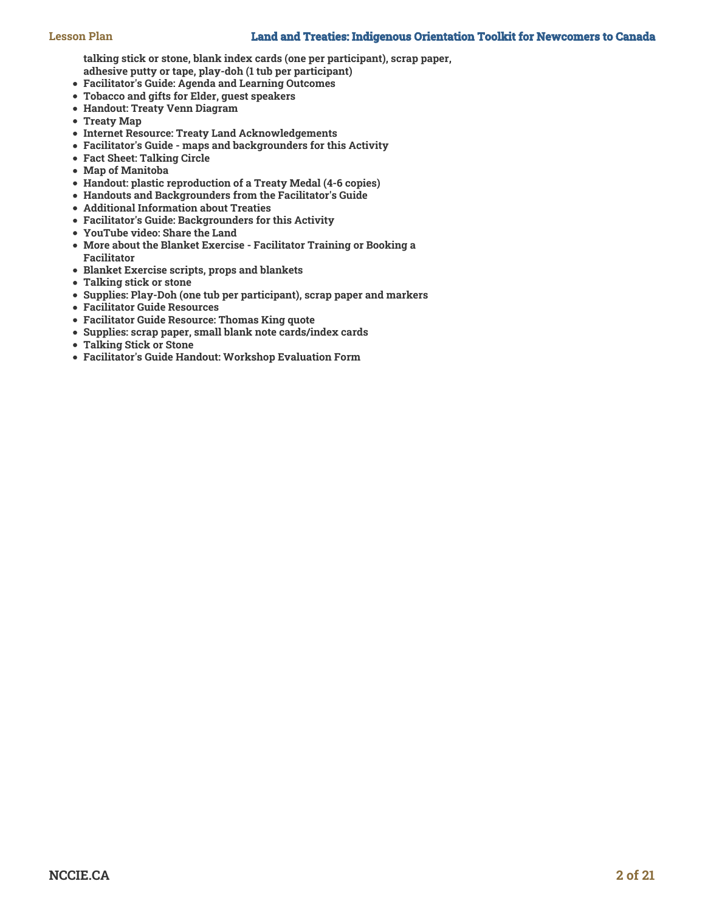**talking stick or stone, blank index cards (one per participant), scrap paper, adhesive putty or tape, play-doh (1 tub per participant)**

- **Facilitator's Guide: Agenda and Learning Outcomes**
- **Tobacco and gifts for Elder, guest speakers**
- **Handout: Treaty Venn Diagram**
- **Treaty Map**
- **Internet Resource: Treaty Land Acknowledgements**
- **Facilitator's Guide - maps and backgrounders for this Activity**
- **Fact Sheet: Talking Circle**
- **Map of Manitoba**
- **Handout: plastic reproduction of a Treaty Medal (4-6 copies)**
- **Handouts and Backgrounders from the Facilitator's Guide**
- **Additional Information about Treaties**
- **Facilitator's Guide: Backgrounders for this Activity**
- **YouTube video: Share the Land**
- **More about the Blanket Exercise - Facilitator Training or Booking a Facilitator**
- **Blanket Exercise scripts, props and blankets**
- **Talking stick or stone**
- **Supplies: Play-Doh (one tub per participant), scrap paper and markers**
- **Facilitator Guide Resources**
- **Facilitator Guide Resource: Thomas King quote**
- **Supplies: scrap paper, small blank note cards/index cards**
- **Talking Stick or Stone**
- **Facilitator's Guide Handout: Workshop Evaluation Form**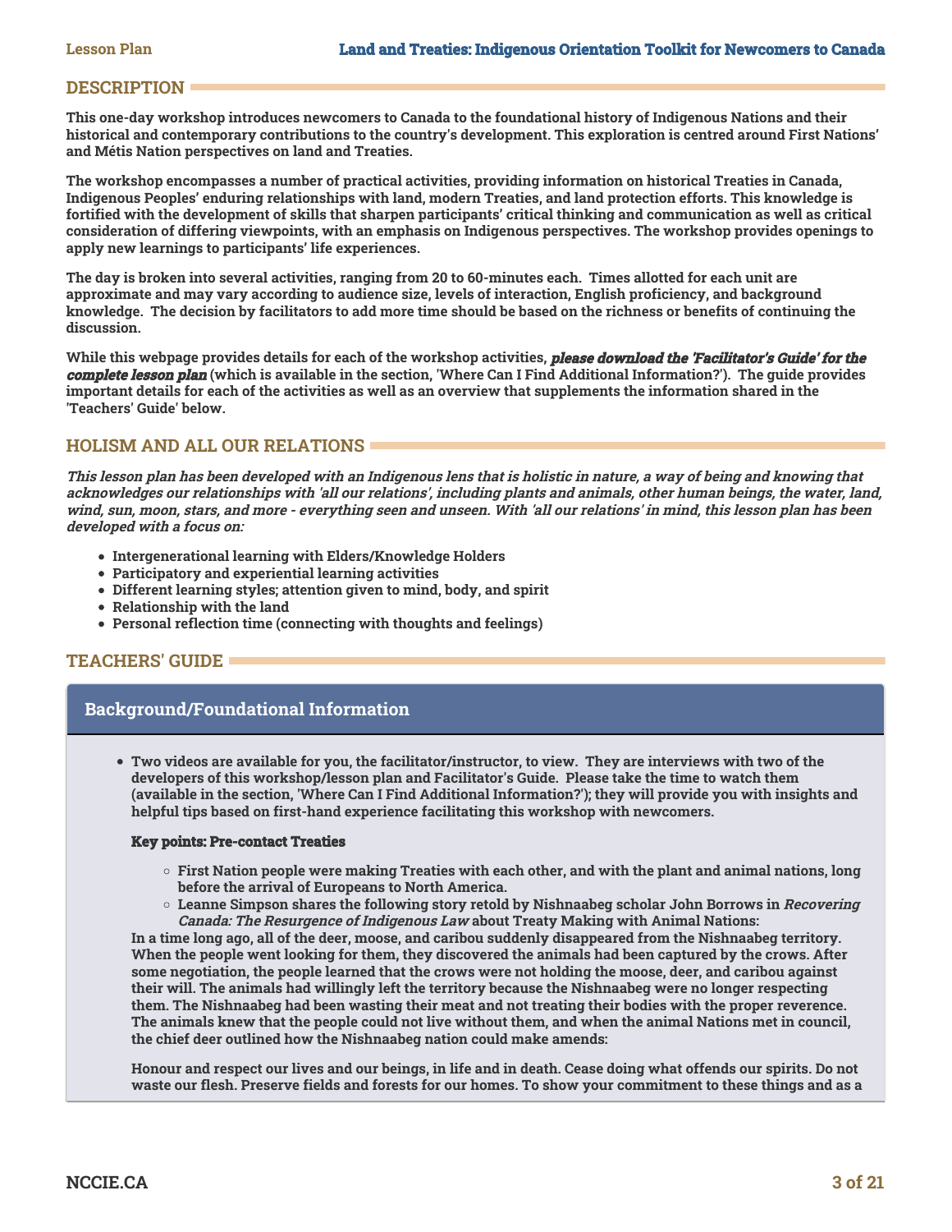## DESCRIPTION

**This one-day workshop introduces newcomers to Canada to the foundational history of Indigenous Nations and their historical and contemporary contributions to the country's development. This exploration is centred around First Nations' and Métis Nation perspectives on land and Treaties.**

**The workshop encompasses a number of practical activities, providing information on historical Treaties in Canada, Indigenous Peoples' enduring relationships with land, modern Treaties, and land protection efforts. This knowledge is fortified with the development of skills that sharpen participants' critical thinking and communication as well as critical consideration of differing viewpoints, with an emphasis on Indigenous perspectives. The workshop provides openings to apply new learnings to participants' life experiences.**

**The day is broken into several activities, ranging from 20 to 60-minutes each. Times allotted for each unit are approximate and may vary according to audience size, levels of interaction, English proficiency, and background knowledge. The decision by facilitators to add more time should be based on the richness or benefits of continuing the discussion.**

**While this webpage provides details for each of the workshop activities, *please download the 'Facilitator's Guide' for the complete lesson plan* (which is available in the section, 'Where Can I Find Additional Information?'). The guide provides important details for each of the activities as well as an overview that supplements the information shared in the 'Teachers' Guide' below.**

## HOLISM AND ALL OUR RELATIONS

***This lesson plan has been developed with an Indigenous lens that is holistic in nature, a way of being and knowing that acknowledges our relationships with 'all our relations', including plants and animals, other human beings, the water, land, wind, sun, moon, stars, and more - everything seen and unseen. With 'all our relations' in mind, this lesson plan has been developed with a focus on:***

- **Intergenerational learning with Elders/Knowledge Holders**
- **Participatory and experiential learning activities**
- **Different learning styles; attention given to mind, body, and spirit**
- **Relationship with the land**
- **Personal reflection time (connecting with thoughts and feelings)**

## TEACHERS' GUIDE

### Background/Foundational Information

- **Two videos are available for you, the facilitator/instructor, to view. They are interviews with two of the developers of this workshop/lesson plan and Facilitator's Guide. Please take the time to watch them (available in the section, 'Where Can I Find Additional Information?'); they will provide you with insights and helpful tips based on first-hand experience facilitating this workshop with newcomers.**

  **Key points: Pre-contact Treaties**

  - **First Nation people were making Treaties with each other, and with the plant and animal nations, long before the arrival of Europeans to North America.**
  - **Leanne Simpson shares the following story retold by Nishnaabeg scholar John Borrows in *Recovering Canada: The Resurgence of Indigenous Law* about Treaty Making with Animal Nations:**

  **In a time long ago, all of the deer, moose, and caribou suddenly disappeared from the Nishnaabeg territory. When the people went looking for them, they discovered the animals had been captured by the crows. After some negotiation, the people learned that the crows were not holding the moose, deer, and caribou against their will. The animals had willingly left the territory because the Nishnaabeg were no longer respecting them. The Nishnaabeg had been wasting their meat and not treating their bodies with the proper reverence. The animals knew that the people could not live without them, and when the animal Nations met in council, the chief deer outlined how the Nishnaabeg nation could make amends:**

  **Honour and respect our lives and our beings, in life and in death. Cease doing what offends our spirits. Do not waste our flesh. Preserve fields and forests for our homes. To show your commitment to these things and as a**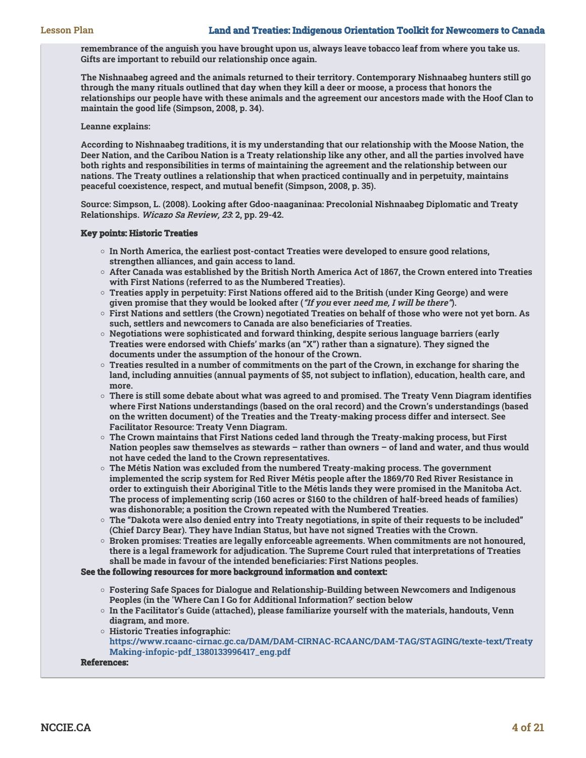remembrance of the anguish you have brought upon us, always leave tobacco leaf from where you take us. Gifts are important to rebuild our relationship once again.

The Nishnaabeg agreed and the animals returned to their territory. Contemporary Nishnaabeg hunters still go through the many rituals outlined that day when they kill a deer or moose, a process that honors the relationships our people have with these animals and the agreement our ancestors made with the Hoof Clan to maintain the good life (Simpson, 2008, p. 34).

Leanne explains:

According to Nishnaabeg traditions, it is my understanding that our relationship with the Moose Nation, the Deer Nation, and the Caribou Nation is a Treaty relationship like any other, and all the parties involved have both rights and responsibilities in terms of maintaining the agreement and the relationship between our nations. The Treaty outlines a relationship that when practiced continually and in perpetuity, maintains peaceful coexistence, respect, and mutual benefit (Simpson, 2008, p. 35).

Source: Simpson, L. (2008). Looking after Gdoo-naaganinaa: Precolonial Nishnaabeg Diplomatic and Treaty Relationships. *Wicazo Sa Review, 23*: 2, pp. 29-42.

**Key points: Historic Treaties**

- In North America, the earliest post-contact Treaties were developed to ensure good relations, strengthen alliances, and gain access to land.
- After Canada was established by the British North America Act of 1867, the Crown entered into Treaties with First Nations (referred to as the Numbered Treaties).
- Treaties apply in perpetuity: First Nations offered aid to the British (under King George) and were given promise that they would be looked after (*"If you* ever *need me, I will be there"*).
- First Nations and settlers (the Crown) negotiated Treaties on behalf of those who were not yet born. As such, settlers and newcomers to Canada are also beneficiaries of Treaties.
- Negotiations were sophisticated and forward thinking, despite serious language barriers (early Treaties were endorsed with Chiefs' marks (an "X") rather than a signature). They signed the documents under the assumption of the honour of the Crown.
- Treaties resulted in a number of commitments on the part of the Crown, in exchange for sharing the land, including annuities (annual payments of $5, not subject to inflation), education, health care, and more.
- There is still some debate about what was agreed to and promised. The Treaty Venn Diagram identifies where First Nations understandings (based on the oral record) and the Crown's understandings (based on the written document) of the Treaties and the Treaty-making process differ and intersect. See Facilitator Resource: Treaty Venn Diagram.
- The Crown maintains that First Nations ceded land through the Treaty-making process, but First Nation peoples saw themselves as stewards – rather than owners – of land and water, and thus would not have ceded the land to the Crown representatives.
- The Métis Nation was excluded from the numbered Treaty-making process. The government implemented the scrip system for Red River Métis people after the 1869/70 Red River Resistance in order to extinguish their Aboriginal Title to the Métis lands they were promised in the Manitoba Act. The process of implementing scrip (160 acres or $160 to the children of half-breed heads of families) was dishonorable; a position the Crown repeated with the Numbered Treaties.
- The "Dakota were also denied entry into Treaty negotiations, in spite of their requests to be included" (Chief Darcy Bear). They have Indian Status, but have not signed Treaties with the Crown.
- Broken promises: Treaties are legally enforceable agreements. When commitments are not honoured, there is a legal framework for adjudication. The Supreme Court ruled that interpretations of Treaties shall be made in favour of the intended beneficiaries: First Nations peoples.

**See the following resources for more background information and context:**

- Fostering Safe Spaces for Dialogue and Relationship-Building between Newcomers and Indigenous Peoples (in the 'Where Can I Go for Additional Information?' section below
- In the Facilitator's Guide (attached), please familiarize yourself with the materials, handouts, Venn diagram, and more.
- Historic Treaties infographic: https://www.rcaanc-cirnac.gc.ca/DAM/DAM-CIRNAC-RCAANC/DAM-TAG/STAGING/texte-text/TreatyMaking-infopic-pdf_1380133996417_eng.pdf

**References:**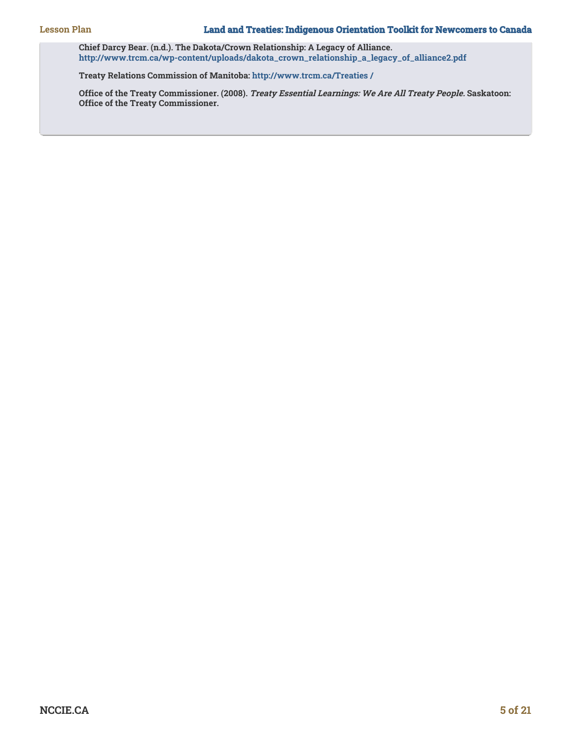**Chief Darcy Bear. (n.d.). The Dakota/Crown Relationship: A Legacy of Alliance.**
**http://www.trcm.ca/wp-content/uploads/dakota_crown_relationship_a_legacy_of_alliance2.pdf**

**Treaty Relations Commission of Manitoba: http://www.trcm.ca/Treaties /**

**Office of the Treaty Commissioner. (2008). *Treaty Essential Learnings: We Are All Treaty People.* Saskatoon: Office of the Treaty Commissioner.**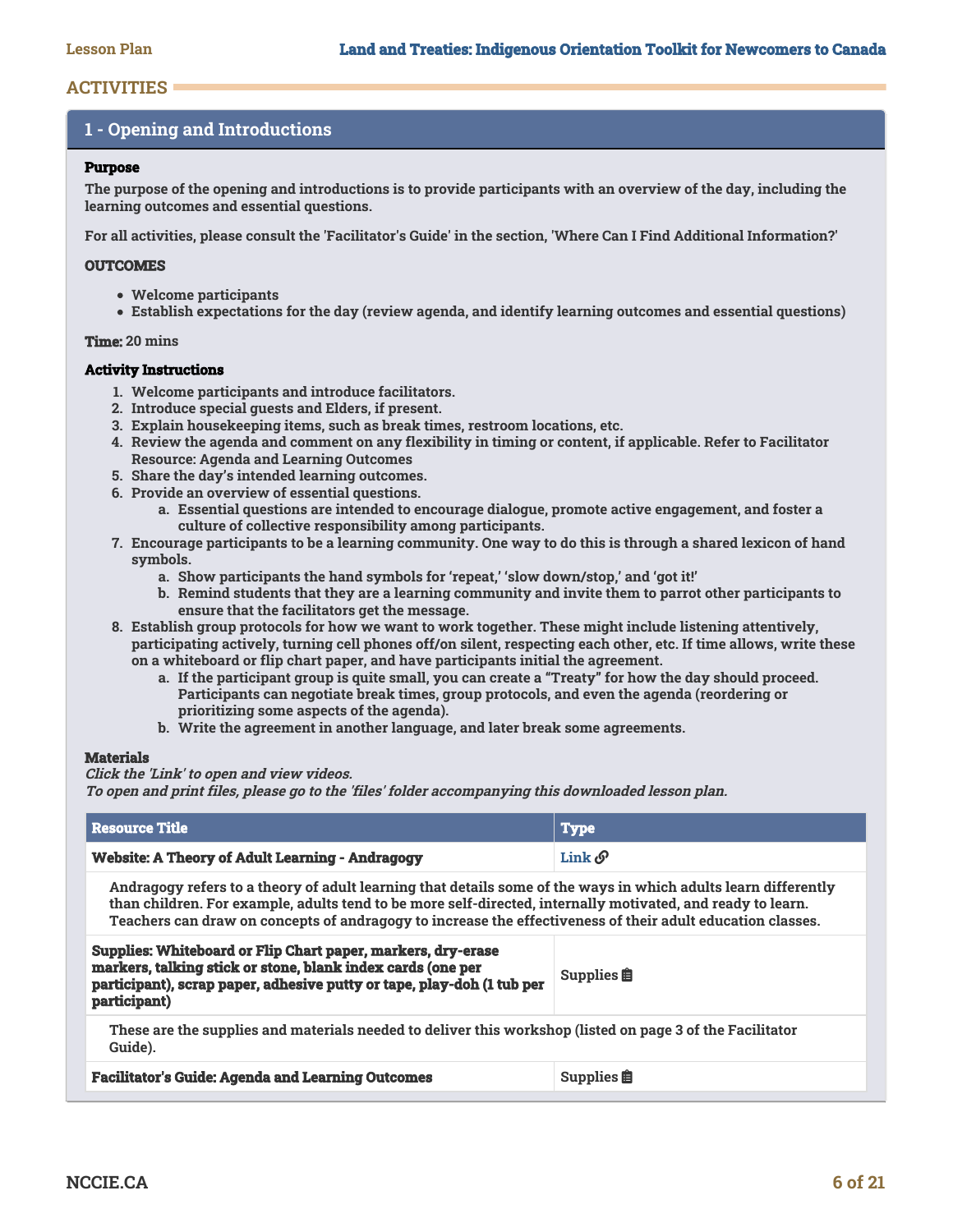## ACTIVITIES

### 1 - Opening and Introductions

**Purpose**

The purpose of the opening and introductions is to provide participants with an overview of the day, including the learning outcomes and essential questions.

For all activities, please consult the 'Facilitator's Guide' in the section, 'Where Can I Find Additional Information?'

**OUTCOMES**

- Welcome participants
- Establish expectations for the day (review agenda, and identify learning outcomes and essential questions)

**Time:** 20 mins

**Activity Instructions**

1. Welcome participants and introduce facilitators.
2. Introduce special guests and Elders, if present.
3. Explain housekeeping items, such as break times, restroom locations, etc.
4. Review the agenda and comment on any flexibility in timing or content, if applicable. Refer to Facilitator Resource: Agenda and Learning Outcomes
5. Share the day's intended learning outcomes.
6. Provide an overview of essential questions.
   a. Essential questions are intended to encourage dialogue, promote active engagement, and foster a culture of collective responsibility among participants.
7. Encourage participants to be a learning community. One way to do this is through a shared lexicon of hand symbols.
   a. Show participants the hand symbols for 'repeat,' 'slow down/stop,' and 'got it!'
   b. Remind students that they are a learning community and invite them to parrot other participants to ensure that the facilitators get the message.
8. Establish group protocols for how we want to work together. These might include listening attentively, participating actively, turning cell phones off/on silent, respecting each other, etc. If time allows, write these on a whiteboard or flip chart paper, and have participants initial the agreement.
   a. If the participant group is quite small, you can create a "Treaty" for how the day should proceed. Participants can negotiate break times, group protocols, and even the agenda (reordering or prioritizing some aspects of the agenda).
   b. Write the agreement in another language, and later break some agreements.

**Materials**

*Click the 'Link' to open and view videos.*
*To open and print files, please go to the 'files' folder accompanying this downloaded lesson plan.*

| Resource Title | Type |
|---|---|
| **Website: A Theory of Adult Learning - Andragogy** | Link |
| Andragogy refers to a theory of adult learning that details some of the ways in which adults learn differently than children. For example, adults tend to be more self-directed, internally motivated, and ready to learn. Teachers can draw on concepts of andragogy to increase the effectiveness of their adult education classes. | |
| **Supplies: Whiteboard or Flip Chart paper, markers, dry-erase markers, talking stick or stone, blank index cards (one per participant), scrap paper, adhesive putty or tape, play-doh (1 tub per participant)** | Supplies |
| These are the supplies and materials needed to deliver this workshop (listed on page 3 of the Facilitator Guide). | |
| **Facilitator's Guide: Agenda and Learning Outcomes** | Supplies |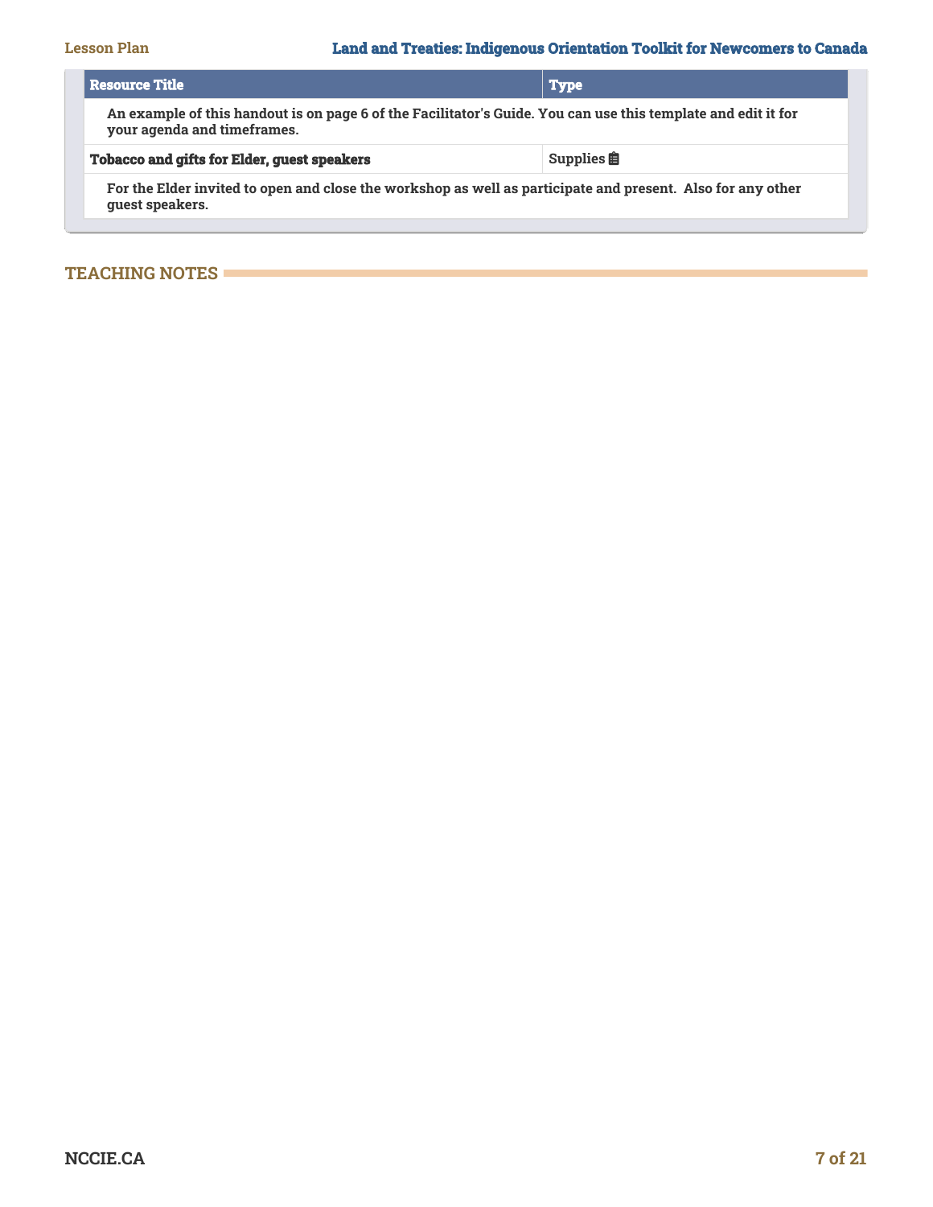| Resource Title | Type |
| --- | --- |
| An example of this handout is on page 6 of the Facilitator's Guide. You can use this template and edit it for your agenda and timeframes. | |
| **Tobacco and gifts for Elder, guest speakers** | Supplies |
| For the Elder invited to open and close the workshop as well as participate and present. Also for any other guest speakers. | |

## TEACHING NOTES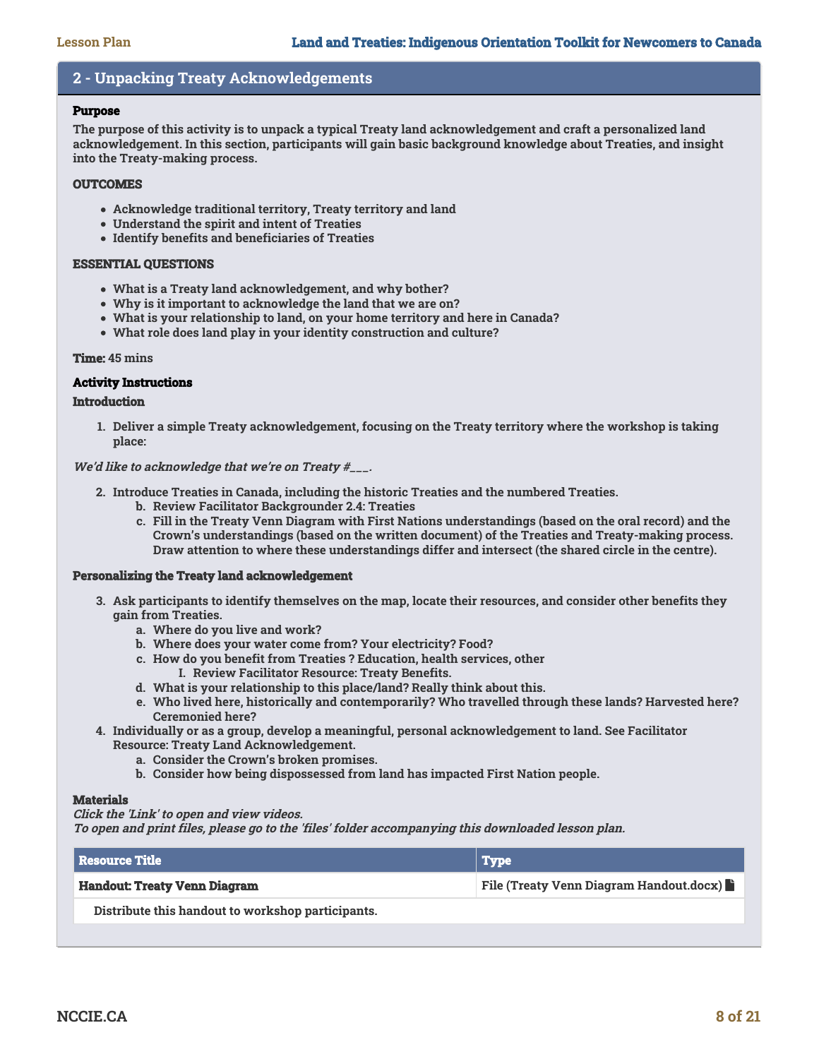## 2 - Unpacking Treaty Acknowledgements

**Purpose**

**The purpose of this activity is to unpack a typical Treaty land acknowledgement and craft a personalized land acknowledgement. In this section, participants will gain basic background knowledge about Treaties, and insight into the Treaty-making process.**

**OUTCOMES**

- **Acknowledge traditional territory, Treaty territory and land**
- **Understand the spirit and intent of Treaties**
- **Identify benefits and beneficiaries of Treaties**

**ESSENTIAL QUESTIONS**

- **What is a Treaty land acknowledgement, and why bother?**
- **Why is it important to acknowledge the land that we are on?**
- **What is your relationship to land, on your home territory and here in Canada?**
- **What role does land play in your identity construction and culture?**

**Time:** 45 mins

**Activity Instructions**

**Introduction**

1. **Deliver a simple Treaty acknowledgement, focusing on the Treaty territory where the workshop is taking place:**

*We'd like to acknowledge that we're on Treaty #___.*

2. **Introduce Treaties in Canada, including the historic Treaties and the numbered Treaties.**
   b. **Review Facilitator Backgrounder 2.4: Treaties**
   c. **Fill in the Treaty Venn Diagram with First Nations understandings (based on the oral record) and the Crown's understandings (based on the written document) of the Treaties and Treaty-making process. Draw attention to where these understandings differ and intersect (the shared circle in the centre).**

**Personalizing the Treaty land acknowledgement**

3. **Ask participants to identify themselves on the map, locate their resources, and consider other benefits they gain from Treaties.**
   a. **Where do you live and work?**
   b. **Where does your water come from? Your electricity? Food?**
   c. **How do you benefit from Treaties ? Education, health services, other**
      I. **Review Facilitator Resource: Treaty Benefits.**
   d. **What is your relationship to this place/land? Really think about this.**
   e. **Who lived here, historically and contemporarily? Who travelled through these lands? Harvested here? Ceremonied here?**
4. **Individually or as a group, develop a meaningful, personal acknowledgement to land. See Facilitator Resource: Treaty Land Acknowledgement.**
   a. **Consider the Crown's broken promises.**
   b. **Consider how being dispossessed from land has impacted First Nation people.**

**Materials**

*Click the 'Link' to open and view videos.*
*To open and print files, please go to the 'files' folder accompanying this downloaded lesson plan.*

| Resource Title | Type |
|---|---|
| **Handout: Treaty Venn Diagram** | File (Treaty Venn Diagram Handout.docx) |
| Distribute this handout to workshop participants. | |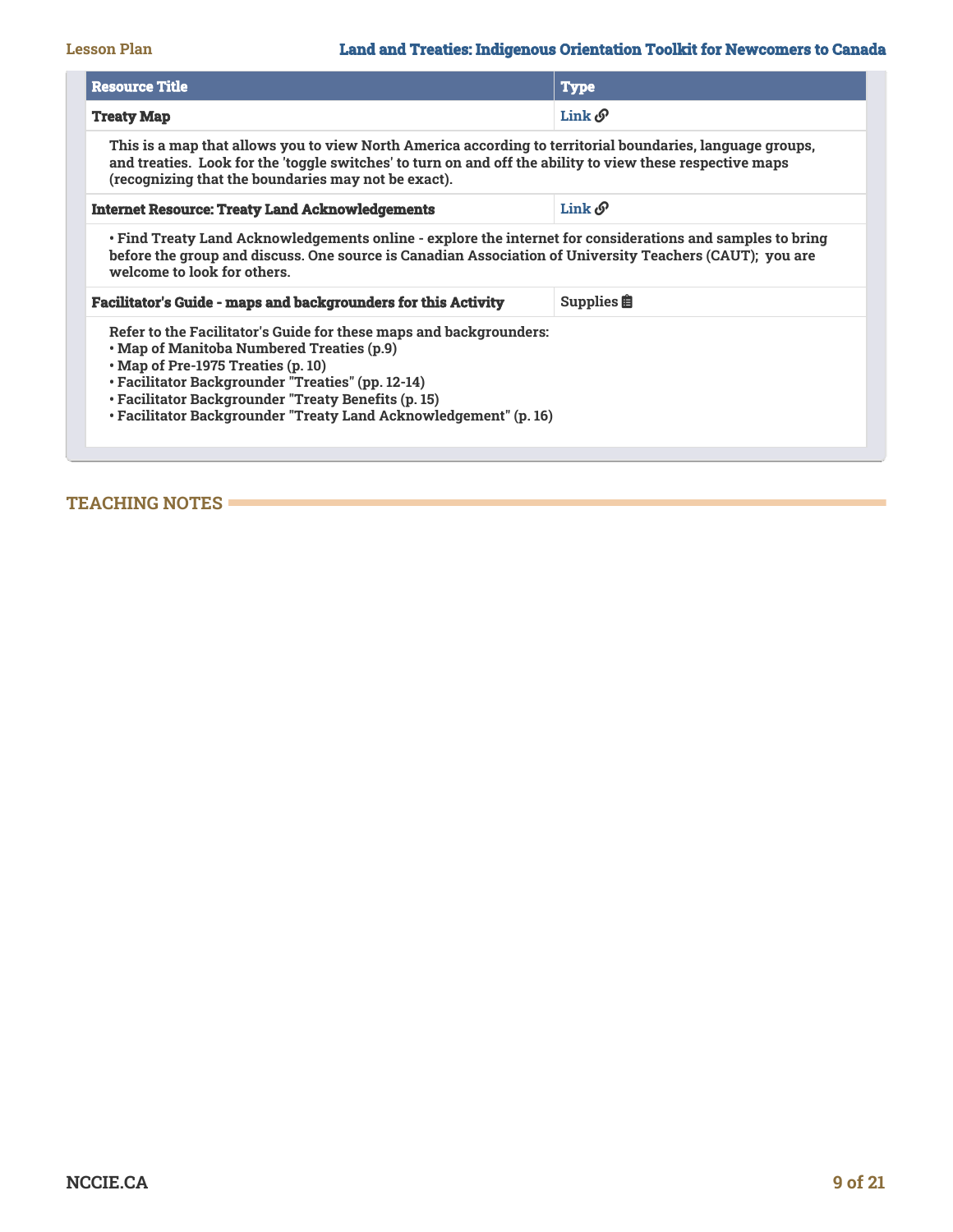| Resource Title | Type |
|---|---|
| **Treaty Map** | Link |
| This is a map that allows you to view North America according to territorial boundaries, language groups, and treaties. Look for the 'toggle switches' to turn on and off the ability to view these respective maps (recognizing that the boundaries may not be exact). | |
| **Internet Resource: Treaty Land Acknowledgements** | Link |
| • Find Treaty Land Acknowledgements online - explore the internet for considerations and samples to bring before the group and discuss. One source is Canadian Association of University Teachers (CAUT); you are welcome to look for others. | |
| **Facilitator's Guide - maps and backgrounders for this Activity** | Supplies |
| Refer to the Facilitator's Guide for these maps and backgrounders:<br>• Map of Manitoba Numbered Treaties (p.9)<br>• Map of Pre-1975 Treaties (p. 10)<br>• Facilitator Backgrounder "Treaties" (pp. 12-14)<br>• Facilitator Backgrounder "Treaty Benefits (p. 15)<br>• Facilitator Backgrounder "Treaty Land Acknowledgement" (p. 16) | |

## TEACHING NOTES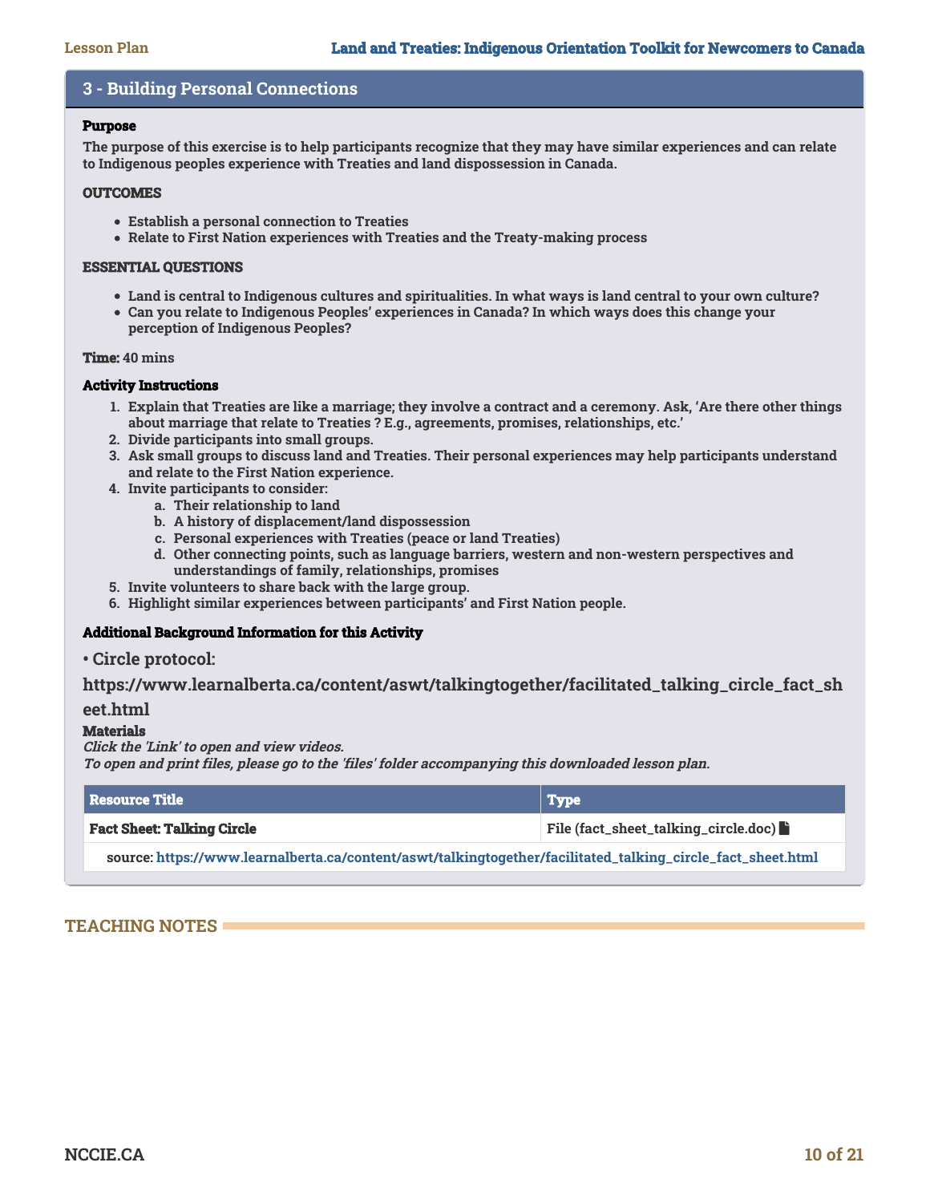## 3 - Building Personal Connections

**Purpose**

**The purpose of this exercise is to help participants recognize that they may have similar experiences and can relate to Indigenous peoples experience with Treaties and land dispossession in Canada.**

**OUTCOMES**

- **Establish a personal connection to Treaties**
- **Relate to First Nation experiences with Treaties and the Treaty-making process**

**ESSENTIAL QUESTIONS**

- **Land is central to Indigenous cultures and spiritualities. In what ways is land central to your own culture?**
- **Can you relate to Indigenous Peoples' experiences in Canada? In which ways does this change your perception of Indigenous Peoples?**

**Time:** 40 mins

**Activity Instructions**

1. Explain that Treaties are like a marriage; they involve a contract and a ceremony. Ask, 'Are there other things about marriage that relate to Treaties ? E.g., agreements, promises, relationships, etc.'
2. Divide participants into small groups.
3. Ask small groups to discuss land and Treaties. Their personal experiences may help participants understand and relate to the First Nation experience.
4. Invite participants to consider:
    a. Their relationship to land
    b. A history of displacement/land dispossession
    c. Personal experiences with Treaties (peace or land Treaties)
    d. Other connecting points, such as language barriers, western and non-western perspectives and understandings of family, relationships, promises
5. Invite volunteers to share back with the large group.
6. Highlight similar experiences between participants' and First Nation people.

**Additional Background Information for this Activity**

• Circle protocol:

https://www.learnalberta.ca/content/aswt/talkingtogether/facilitated_talking_circle_fact_sheet.html

**Materials**

*Click the 'Link' to open and view videos.*
*To open and print files, please go to the 'files' folder accompanying this downloaded lesson plan.*

| Resource Title | Type |
|---|---|
| **Fact Sheet: Talking Circle** | File (fact_sheet_talking_circle.doc) |
| source: https://www.learnalberta.ca/content/aswt/talkingtogether/facilitated_talking_circle_fact_sheet.html | |

## TEACHING NOTES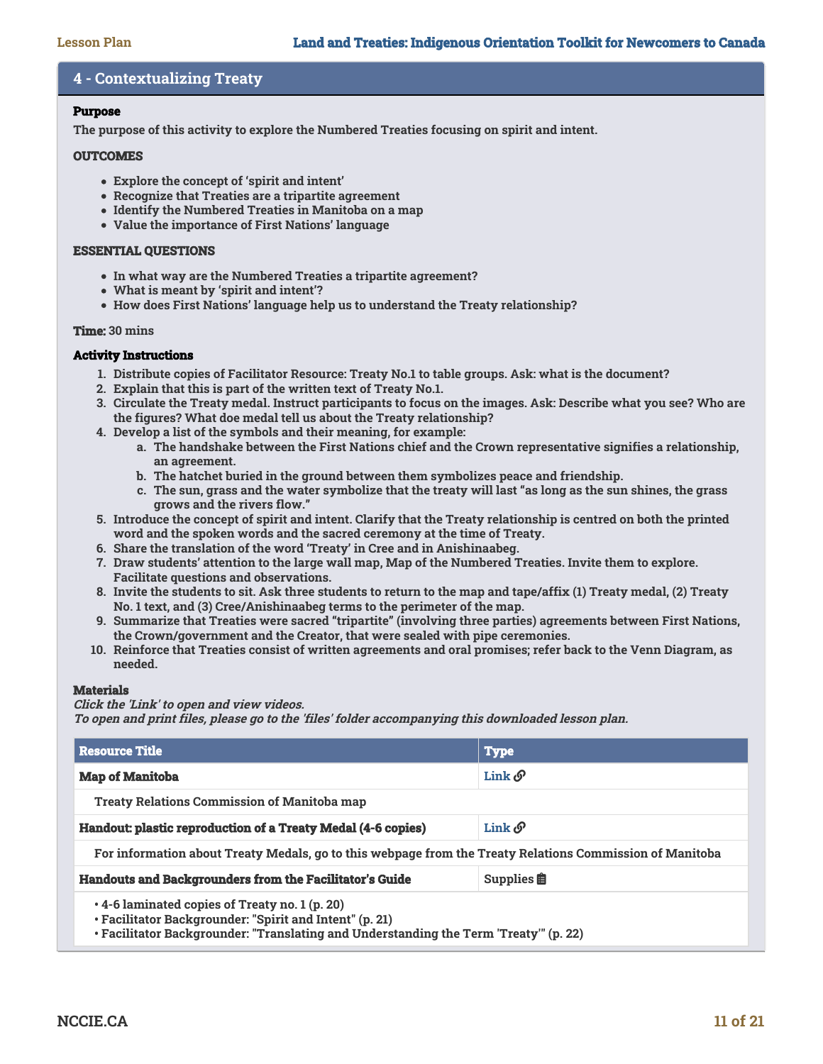## 4 - Contextualizing Treaty

**Purpose**

The purpose of this activity to explore the Numbered Treaties focusing on spirit and intent.

**OUTCOMES**

- Explore the concept of 'spirit and intent'
- Recognize that Treaties are a tripartite agreement
- Identify the Numbered Treaties in Manitoba on a map
- Value the importance of First Nations' language

**ESSENTIAL QUESTIONS**

- In what way are the Numbered Treaties a tripartite agreement?
- What is meant by 'spirit and intent'?
- How does First Nations' language help us to understand the Treaty relationship?

**Time:** 30 mins

**Activity Instructions**

1. Distribute copies of Facilitator Resource: Treaty No.1 to table groups. Ask: what is the document?
2. Explain that this is part of the written text of Treaty No.1.
3. Circulate the Treaty medal. Instruct participants to focus on the images. Ask: Describe what you see? Who are the figures? What doe medal tell us about the Treaty relationship?
4. Develop a list of the symbols and their meaning, for example:
    a. The handshake between the First Nations chief and the Crown representative signifies a relationship, an agreement.
    b. The hatchet buried in the ground between them symbolizes peace and friendship.
    c. The sun, grass and the water symbolize that the treaty will last "as long as the sun shines, the grass grows and the rivers flow."
5. Introduce the concept of spirit and intent. Clarify that the Treaty relationship is centred on both the printed word and the spoken words and the sacred ceremony at the time of Treaty.
6. Share the translation of the word 'Treaty' in Cree and in Anishinaabeg.
7. Draw students' attention to the large wall map, Map of the Numbered Treaties. Invite them to explore. Facilitate questions and observations.
8. Invite the students to sit. Ask three students to return to the map and tape/affix (1) Treaty medal, (2) Treaty No. 1 text, and (3) Cree/Anishinaabeg terms to the perimeter of the map.
9. Summarize that Treaties were sacred "tripartite" (involving three parties) agreements between First Nations, the Crown/government and the Creator, that were sealed with pipe ceremonies.
10. Reinforce that Treaties consist of written agreements and oral promises; refer back to the Venn Diagram, as needed.

**Materials**

*Click the 'Link' to open and view videos.*
*To open and print files, please go to the 'files' folder accompanying this downloaded lesson plan.*

| Resource Title | Type |
|---|---|
| **Map of Manitoba** | Link |
| Treaty Relations Commission of Manitoba map | |
| **Handout: plastic reproduction of a Treaty Medal (4-6 copies)** | Link |
| For information about Treaty Medals, go to this webpage from the Treaty Relations Commission of Manitoba | |
| **Handouts and Backgrounders from the Facilitator's Guide** | Supplies |
| • 4-6 laminated copies of Treaty no. 1 (p. 20)<br>• Facilitator Backgrounder: "Spirit and Intent" (p. 21)<br>• Facilitator Backgrounder: "Translating and Understanding the Term 'Treaty'" (p. 22) | |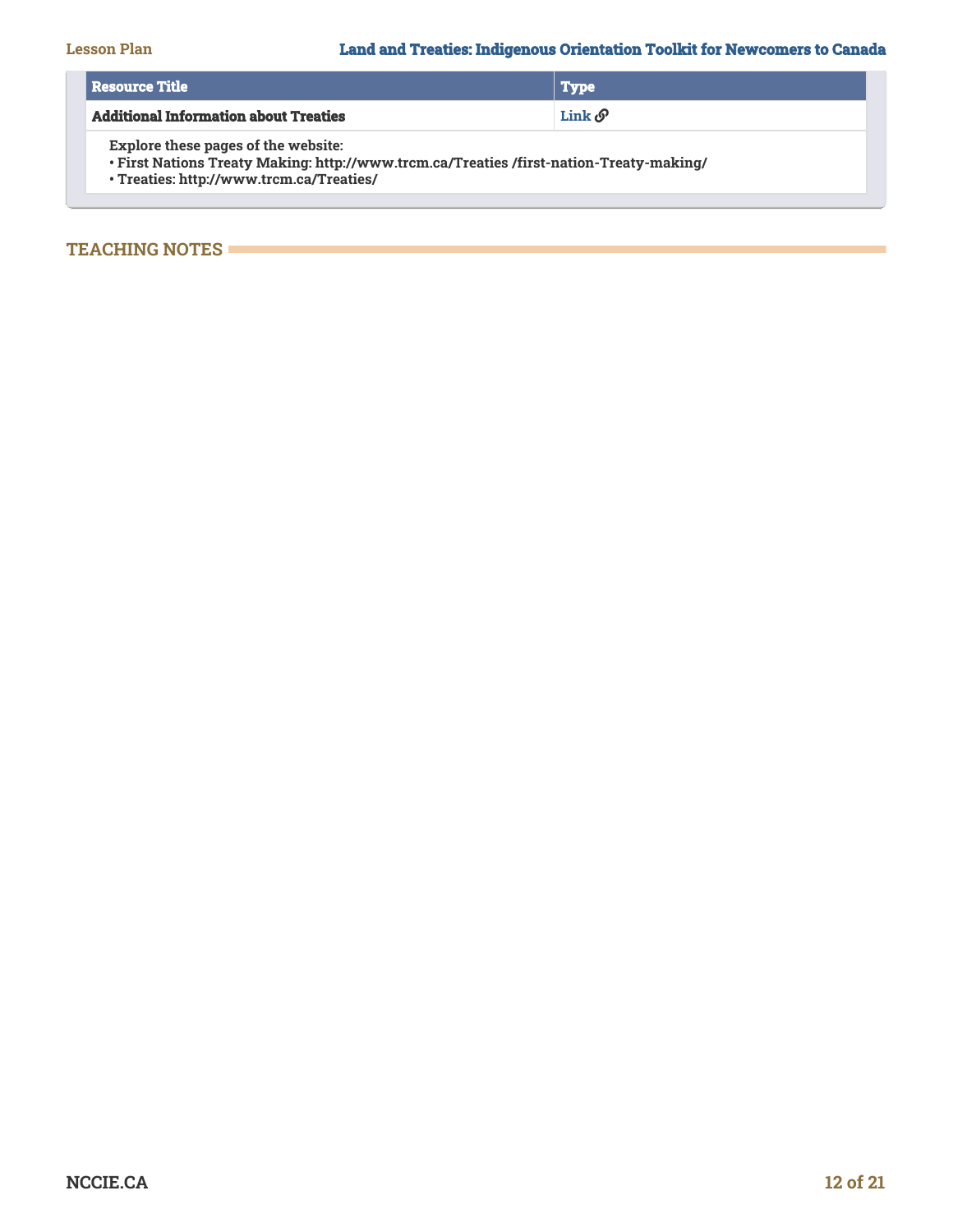| Resource Title | Type |
| --- | --- |
| **Additional Information about Treaties** | Link |

**Explore these pages of the website:**

- **First Nations Treaty Making: http://www.trcm.ca/Treaties /first-nation-Treaty-making/**
- **Treaties: http://www.trcm.ca/Treaties/**

## TEACHING NOTES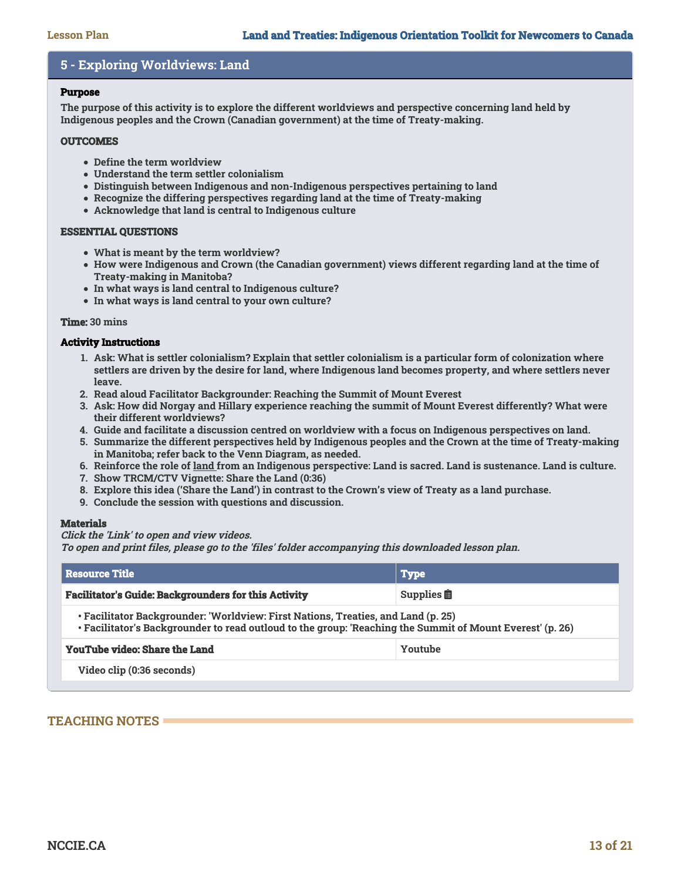## 5 - Exploring Worldviews: Land

### Purpose

**The purpose of this activity is to explore the different worldviews and perspective concerning land held by Indigenous peoples and the Crown (Canadian government) at the time of Treaty-making.**

### OUTCOMES

- Define the term worldview
- Understand the term settler colonialism
- Distinguish between Indigenous and non-Indigenous perspectives pertaining to land
- Recognize the differing perspectives regarding land at the time of Treaty-making
- Acknowledge that land is central to Indigenous culture

### ESSENTIAL QUESTIONS

- What is meant by the term worldview?
- How were Indigenous and Crown (the Canadian government) views different regarding land at the time of Treaty-making in Manitoba?
- In what ways is land central to Indigenous culture?
- In what ways is land central to your own culture?

**Time:** 30 mins

### Activity Instructions

1. Ask: What is settler colonialism? Explain that settler colonialism is a particular form of colonization where settlers are driven by the desire for land, where Indigenous land becomes property, and where settlers never leave.
2. Read aloud Facilitator Backgrounder: Reaching the Summit of Mount Everest
3. Ask: How did Norgay and Hillary experience reaching the summit of Mount Everest differently? What were their different worldviews?
4. Guide and facilitate a discussion centred on worldview with a focus on Indigenous perspectives on land.
5. Summarize the different perspectives held by Indigenous peoples and the Crown at the time of Treaty-making in Manitoba; refer back to the Venn Diagram, as needed.
6. Reinforce the role of land from an Indigenous perspective: Land is sacred. Land is sustenance. Land is culture.
7. Show TRCM/CTV Vignette: Share the Land (0:36)
8. Explore this idea ('Share the Land') in contrast to the Crown's view of Treaty as a land purchase.
9. Conclude the session with questions and discussion.

### Materials

*Click the 'Link' to open and view videos.*
*To open and print files, please go to the 'files' folder accompanying this downloaded lesson plan.*

| Resource Title | Type |
|---|---|
| **Facilitator's Guide: Backgrounders for this Activity** | Supplies |
| • Facilitator Backgrounder: 'Worldview: First Nations, Treaties, and Land (p. 25)<br>• Facilitator's Backgrounder to read outloud to the group: 'Reaching the Summit of Mount Everest' (p. 26) | |
| **YouTube video: Share the Land** | Youtube |
| Video clip (0:36 seconds) | |

## TEACHING NOTES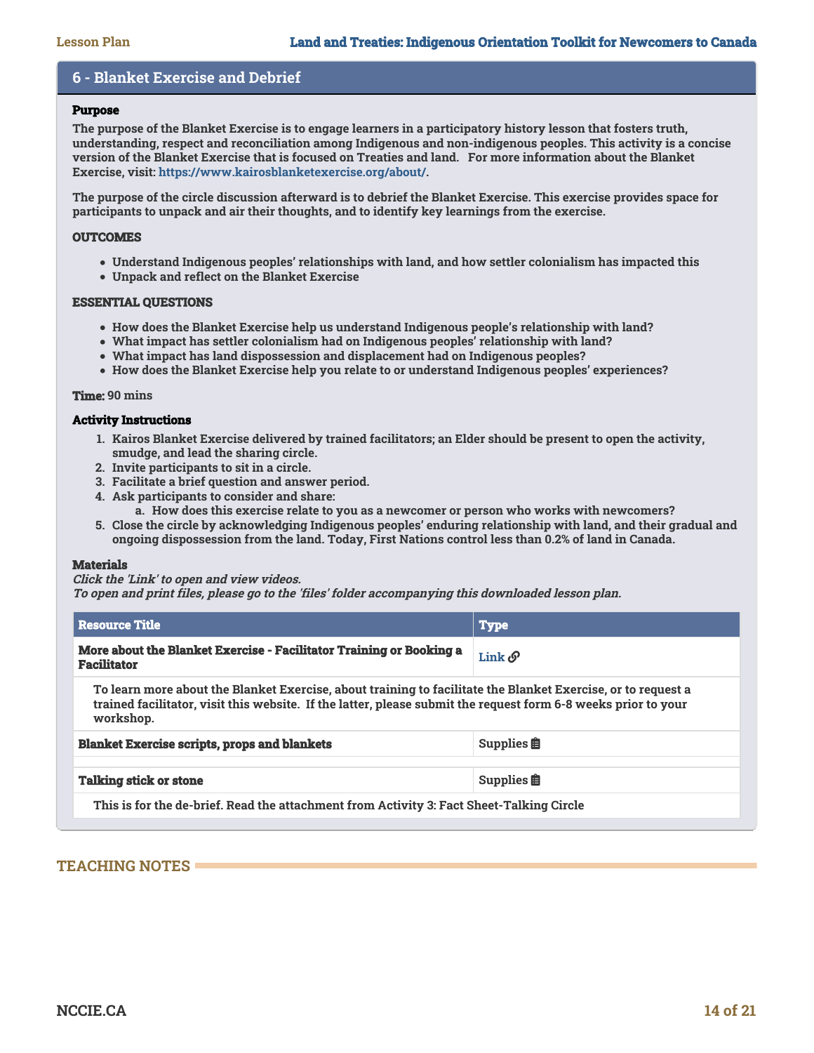## 6 - Blanket Exercise and Debrief

**Purpose**

The purpose of the Blanket Exercise is to engage learners in a participatory history lesson that fosters truth, understanding, respect and reconciliation among Indigenous and non-indigenous peoples. This activity is a concise version of the Blanket Exercise that is focused on Treaties and land. For more information about the Blanket Exercise, visit: https://www.kairosblanketexercise.org/about/.

The purpose of the circle discussion afterward is to debrief the Blanket Exercise. This exercise provides space for participants to unpack and air their thoughts, and to identify key learnings from the exercise.

**OUTCOMES**

- Understand Indigenous peoples' relationships with land, and how settler colonialism has impacted this
- Unpack and reflect on the Blanket Exercise

**ESSENTIAL QUESTIONS**

- How does the Blanket Exercise help us understand Indigenous people's relationship with land?
- What impact has settler colonialism had on Indigenous peoples' relationship with land?
- What impact has land dispossession and displacement had on Indigenous peoples?
- How does the Blanket Exercise help you relate to or understand Indigenous peoples' experiences?

**Time:** 90 mins

**Activity Instructions**

1. Kairos Blanket Exercise delivered by trained facilitators; an Elder should be present to open the activity, smudge, and lead the sharing circle.
2. Invite participants to sit in a circle.
3. Facilitate a brief question and answer period.
4. Ask participants to consider and share:
   a. How does this exercise relate to you as a newcomer or person who works with newcomers?
5. Close the circle by acknowledging Indigenous peoples' enduring relationship with land, and their gradual and ongoing dispossession from the land. Today, First Nations control less than 0.2% of land in Canada.

**Materials**

*Click the 'Link' to open and view videos.*
*To open and print files, please go to the 'files' folder accompanying this downloaded lesson plan.*

| Resource Title | Type |
|---|---|
| **More about the Blanket Exercise - Facilitator Training or Booking a Facilitator** | Link |
| To learn more about the Blanket Exercise, about training to facilitate the Blanket Exercise, or to request a trained facilitator, visit this website. If the latter, please submit the request form 6-8 weeks prior to your workshop. | |
| **Blanket Exercise scripts, props and blankets** | Supplies |
| **Talking stick or stone** | Supplies |
| This is for the de-brief. Read the attachment from Activity 3: Fact Sheet-Talking Circle | |

## TEACHING NOTES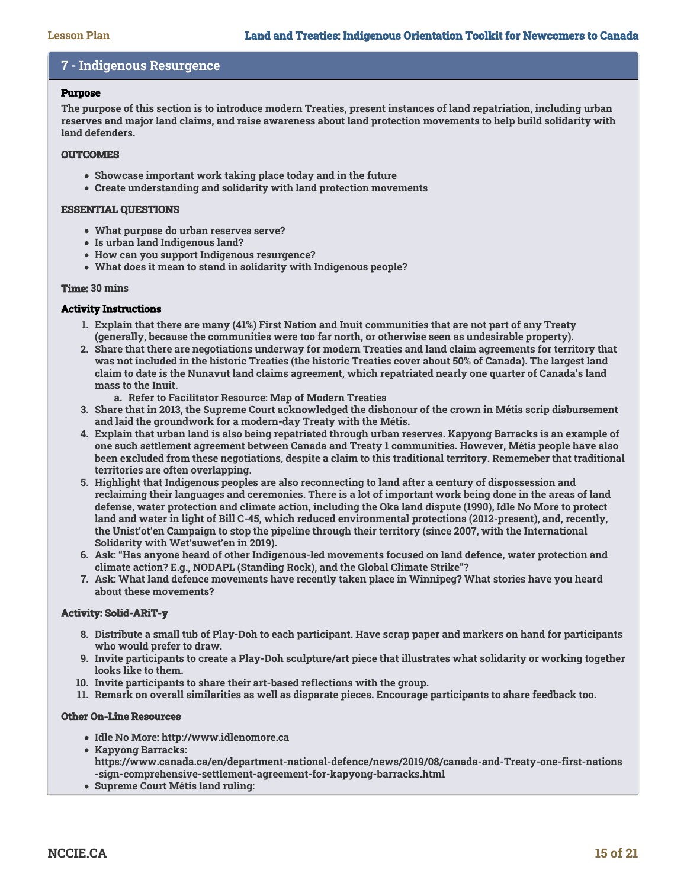## 7 - Indigenous Resurgence

**Purpose**

**The purpose of this section is to introduce modern Treaties, present instances of land repatriation, including urban reserves and major land claims, and raise awareness about land protection movements to help build solidarity with land defenders.**

**OUTCOMES**

- Showcase important work taking place today and in the future
- Create understanding and solidarity with land protection movements

**ESSENTIAL QUESTIONS**

- What purpose do urban reserves serve?
- Is urban land Indigenous land?
- How can you support Indigenous resurgence?
- What does it mean to stand in solidarity with Indigenous people?

**Time:** 30 mins

**Activity Instructions**

1. Explain that there are many (41%) First Nation and Inuit communities that are not part of any Treaty (generally, because the communities were too far north, or otherwise seen as undesirable property).
2. Share that there are negotiations underway for modern Treaties and land claim agreements for territory that was not included in the historic Treaties (the historic Treaties cover about 50% of Canada). The largest land claim to date is the Nunavut land claims agreement, which repatriated nearly one quarter of Canada's land mass to the Inuit.
   a. Refer to Facilitator Resource: Map of Modern Treaties
3. Share that in 2013, the Supreme Court acknowledged the dishonour of the crown in Métis scrip disbursement and laid the groundwork for a modern-day Treaty with the Métis.
4. Explain that urban land is also being repatriated through urban reserves. Kapyong Barracks is an example of one such settlement agreement between Canada and Treaty 1 communities. However, Métis people have also been excluded from these negotiations, despite a claim to this traditional territory. Rememeber that traditional territories are often overlapping.
5. Highlight that Indigenous peoples are also reconnecting to land after a century of dispossession and reclaiming their languages and ceremonies. There is a lot of important work being done in the areas of land defense, water protection and climate action, including the Oka land dispute (1990), Idle No More to protect land and water in light of Bill C-45, which reduced environmental protections (2012-present), and, recently, the Unist'ot'en Campaign to stop the pipeline through their territory (since 2007, with the International Solidarity with Wet'suwet'en in 2019).
6. Ask: "Has anyone heard of other Indigenous-led movements focused on land defence, water protection and climate action? E.g., NODAPL (Standing Rock), and the Global Climate Strike"?
7. Ask: What land defence movements have recently taken place in Winnipeg? What stories have you heard about these movements?

**Activity: Solid-ARiT-y**

8. Distribute a small tub of Play-Doh to each participant. Have scrap paper and markers on hand for participants who would prefer to draw.
9. Invite participants to create a Play-Doh sculpture/art piece that illustrates what solidarity or working together looks like to them.
10. Invite participants to share their art-based reflections with the group.
11. Remark on overall similarities as well as disparate pieces. Encourage participants to share feedback too.

**Other On-Line Resources**

- Idle No More: http://www.idlenomore.ca
- Kapyong Barracks: https://www.canada.ca/en/department-national-defence/news/2019/08/canada-and-Treaty-one-first-nations-sign-comprehensive-settlement-agreement-for-kapyong-barracks.html
- Supreme Court Métis land ruling: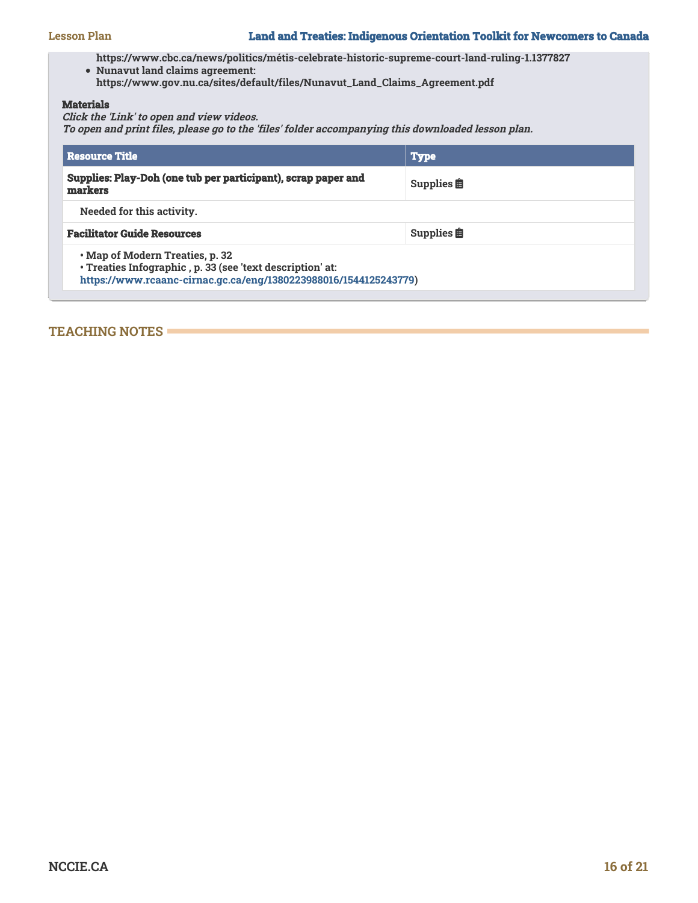https://www.cbc.ca/news/politics/métis-celebrate-historic-supreme-court-land-ruling-1.1377827

- **Nunavut land claims agreement:** https://www.gov.nu.ca/sites/default/files/Nunavut_Land_Claims_Agreement.pdf

**Materials**

***Click the 'Link' to open and view videos.***
***To open and print files, please go to the 'files' folder accompanying this downloaded lesson plan.***

| Resource Title | Type |
|---|---|
| **Supplies: Play-Doh (one tub per participant), scrap paper and markers** | Supplies |
| Needed for this activity. | |
| **Facilitator Guide Resources** | Supplies |
| • Map of Modern Treaties, p. 32<br>• Treaties Infographic , p. 33 (see 'text description' at: https://www.rcaanc-cirnac.gc.ca/eng/1380223988016/1544125243779) | |

## TEACHING NOTES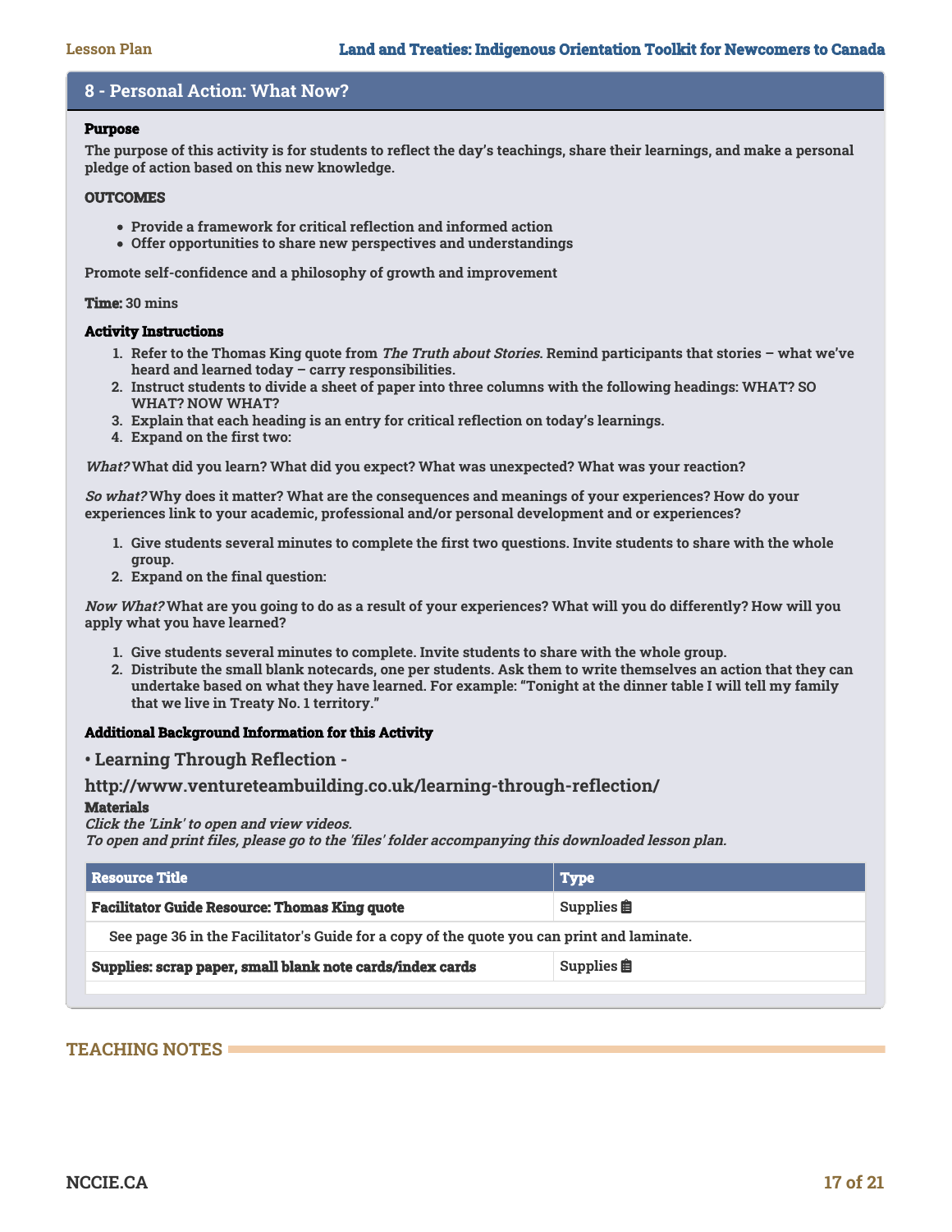## 8 - Personal Action: What Now?

**Purpose**

**The purpose of this activity is for students to reflect the day's teachings, share their learnings, and make a personal pledge of action based on this new knowledge.**

**OUTCOMES**

- **Provide a framework for critical reflection and informed action**
- **Offer opportunities to share new perspectives and understandings**

**Promote self-confidence and a philosophy of growth and improvement**

**Time:** 30 mins

**Activity Instructions**

1. Refer to the Thomas King quote from *The Truth about Stories*. Remind participants that stories – what we've heard and learned today – carry responsibilities.
2. Instruct students to divide a sheet of paper into three columns with the following headings: WHAT? SO WHAT? NOW WHAT?
3. Explain that each heading is an entry for critical reflection on today's learnings.
4. Expand on the first two:

*What?* What did you learn? What did you expect? What was unexpected? What was your reaction?

*So what?* Why does it matter? What are the consequences and meanings of your experiences? How do your experiences link to your academic, professional and/or personal development and or experiences?

1. Give students several minutes to complete the first two questions. Invite students to share with the whole group.
2. Expand on the final question:

*Now What?* What are you going to do as a result of your experiences? What will you do differently? How will you apply what you have learned?

1. Give students several minutes to complete. Invite students to share with the whole group.
2. Distribute the small blank notecards, one per students. Ask them to write themselves an action that they can undertake based on what they have learned. For example: "Tonight at the dinner table I will tell my family that we live in Treaty No. 1 territory."

**Additional Background Information for this Activity**

• Learning Through Reflection - http://www.ventureteambuilding.co.uk/learning-through-reflection/

**Materials**

*Click the 'Link' to open and view videos.*
*To open and print files, please go to the 'files' folder accompanying this downloaded lesson plan.*

| Resource Title | Type |
| --- | --- |
| **Facilitator Guide Resource: Thomas King quote** | Supplies |
| See page 36 in the Facilitator's Guide for a copy of the quote you can print and laminate. | |
| **Supplies: scrap paper, small blank note cards/index cards** | Supplies |

## TEACHING NOTES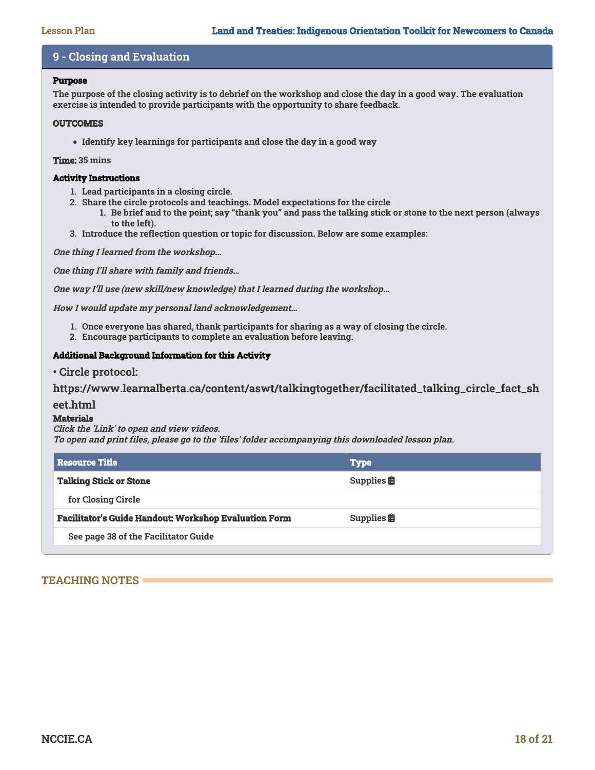## 9 - Closing and Evaluation

**Purpose**

The purpose of the closing activity is to debrief on the workshop and close the day in a good way. The evaluation exercise is intended to provide participants with the opportunity to share feedback.

**OUTCOMES**

- Identify key learnings for participants and close the day in a good way

**Time:** 35 mins

**Activity Instructions**

1. Lead participants in a closing circle.
2. Share the circle protocols and teachings. Model expectations for the circle
    1. Be brief and to the point; say "thank you" and pass the talking stick or stone to the next person (always to the left).
3. Introduce the reflection question or topic for discussion. Below are some examples:

*One thing I learned from the workshop...*

*One thing I'll share with family and friends...*

*One way I'll use (new skill/new knowledge) that I learned during the workshop...*

*How I would update my personal land acknowledgement...*

1. Once everyone has shared, thank participants for sharing as a way of closing the circle.
2. Encourage participants to complete an evaluation before leaving.

**Additional Background Information for this Activity**

• Circle protocol: https://www.learnalberta.ca/content/aswt/talkingtogether/facilitated_talking_circle_fact_sheet.html

**Materials**

*Click the 'Link' to open and view videos.*
*To open and print files, please go to the 'files' folder accompanying this downloaded lesson plan.*

| Resource Title | Type |
|---|---|
| **Talking Stick or Stone** | Supplies |
| for Closing Circle | |
| **Facilitator's Guide Handout: Workshop Evaluation Form** | Supplies |
| See page 38 of the Facilitator Guide | |

## TEACHING NOTES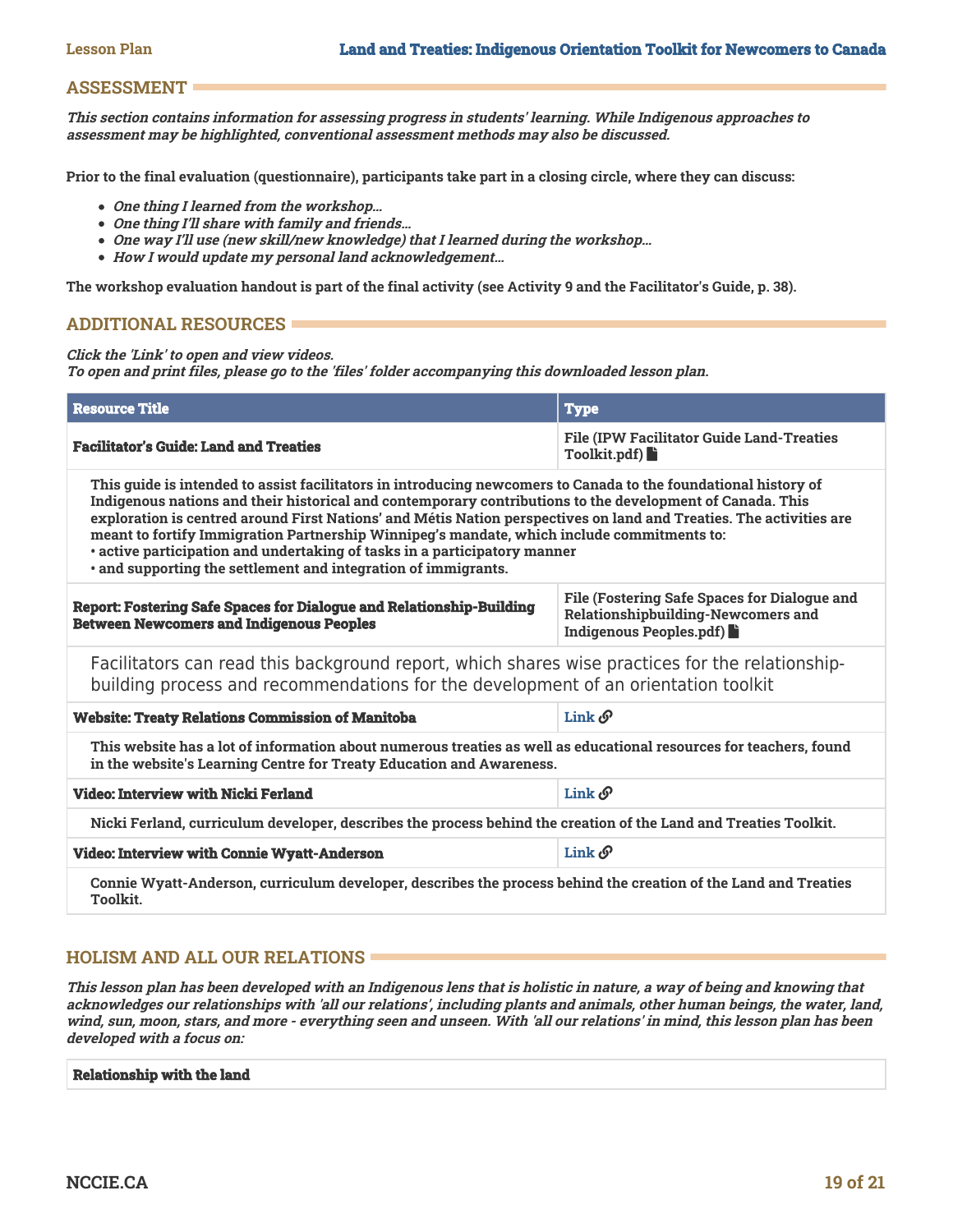## ASSESSMENT

***This section contains information for assessing progress in students' learning. While Indigenous approaches to assessment may be highlighted, conventional assessment methods may also be discussed.***

**Prior to the final evaluation (questionnaire), participants take part in a closing circle, where they can discuss:**

- ***One thing I learned from the workshop...***
- ***One thing I'll share with family and friends...***
- ***One way I'll use (new skill/new knowledge) that I learned during the workshop...***
- ***How I would update my personal land acknowledgement...***

**The workshop evaluation handout is part of the final activity (see Activity 9 and the Facilitator's Guide, p. 38).**

## ADDITIONAL RESOURCES

***Click the 'Link' to open and view videos.***
***To open and print files, please go to the 'files' folder accompanying this downloaded lesson plan.***

| Resource Title | Type |
|---|---|
| **Facilitator's Guide: Land and Treaties** | File (IPW Facilitator Guide Land-Treaties Toolkit.pdf) |
| This guide is intended to assist facilitators in introducing newcomers to Canada to the foundational history of Indigenous nations and their historical and contemporary contributions to the development of Canada. This exploration is centred around First Nations' and Métis Nation perspectives on land and Treaties. The activities are meant to fortify Immigration Partnership Winnipeg's mandate, which include commitments to: • active participation and undertaking of tasks in a participatory manner • and supporting the settlement and integration of immigrants. | |
| **Report: Fostering Safe Spaces for Dialogue and Relationship-Building Between Newcomers and Indigenous Peoples** | File (Fostering Safe Spaces for Dialogue and Relationshipbuilding-Newcomers and Indigenous Peoples.pdf) |
| Facilitators can read this background report, which shares wise practices for the relationship-building process and recommendations for the development of an orientation toolkit | |
| **Website: Treaty Relations Commission of Manitoba** | Link |
| This website has a lot of information about numerous treaties as well as educational resources for teachers, found in the website's Learning Centre for Treaty Education and Awareness. | |
| **Video: Interview with Nicki Ferland** | Link |
| Nicki Ferland, curriculum developer, describes the process behind the creation of the Land and Treaties Toolkit. | |
| **Video: Interview with Connie Wyatt-Anderson** | Link |
| Connie Wyatt-Anderson, curriculum developer, describes the process behind the creation of the Land and Treaties Toolkit. | |

## HOLISM AND ALL OUR RELATIONS

***This lesson plan has been developed with an Indigenous lens that is holistic in nature, a way of being and knowing that acknowledges our relationships with 'all our relations', including plants and animals, other human beings, the water, land, wind, sun, moon, stars, and more - everything seen and unseen. With 'all our relations' in mind, this lesson plan has been developed with a focus on:***

**Relationship with the land**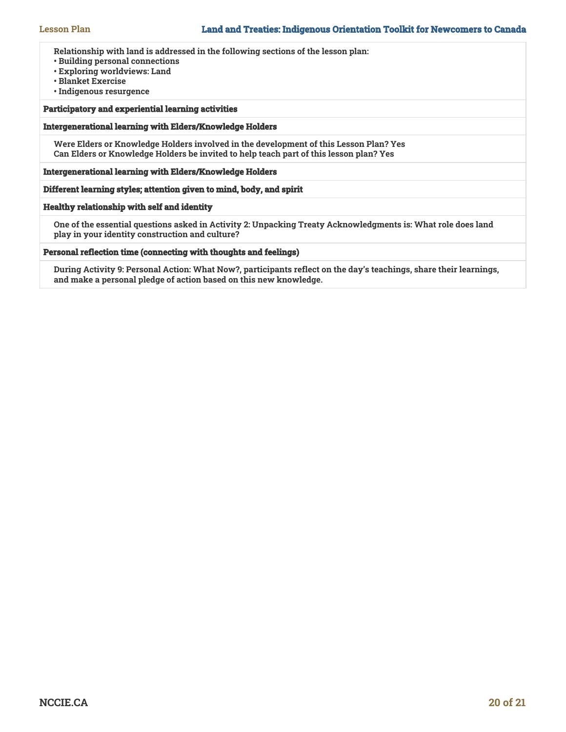| |
|---|
| Relationship with land is addressed in the following sections of the lesson plan:<br>• Building personal connections<br>• Exploring worldviews: Land<br>• Blanket Exercise<br>• Indigenous resurgence |
| **Participatory and experiential learning activities** |
| **Intergenerational learning with Elders/Knowledge Holders** |
| Were Elders or Knowledge Holders involved in the development of this Lesson Plan? Yes<br>Can Elders or Knowledge Holders be invited to help teach part of this lesson plan? Yes |
| **Intergenerational learning with Elders/Knowledge Holders** |
| **Different learning styles; attention given to mind, body, and spirit** |
| **Healthy relationship with self and identity** |
| One of the essential questions asked in Activity 2: Unpacking Treaty Acknowledgments is: What role does land play in your identity construction and culture? |
| **Personal reflection time (connecting with thoughts and feelings)** |
| During Activity 9: Personal Action: What Now?, participants reflect on the day's teachings, share their learnings, and make a personal pledge of action based on this new knowledge. |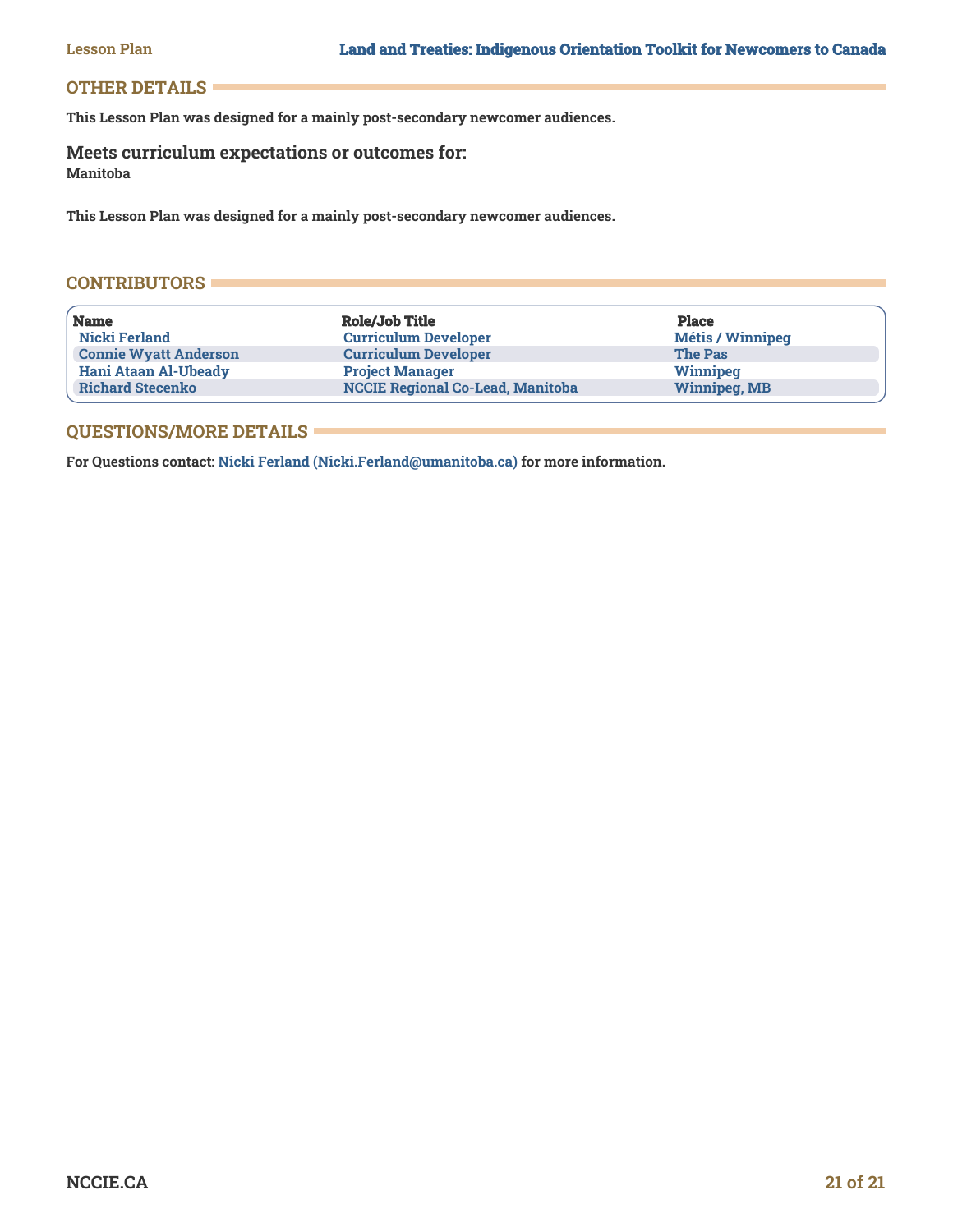## OTHER DETAILS

**This Lesson Plan was designed for a mainly post-secondary newcomer audiences.**

### Meets curriculum expectations or outcomes for:

**Manitoba**

**This Lesson Plan was designed for a mainly post-secondary newcomer audiences.**

## CONTRIBUTORS

| Name | Role/Job Title | Place |
|---|---|---|
| Nicki Ferland | Curriculum Developer | Métis / Winnipeg |
| Connie Wyatt Anderson | Curriculum Developer | The Pas |
| Hani Ataan Al-Ubeady | Project Manager | Winnipeg |
| Richard Stecenko | NCCIE Regional Co-Lead, Manitoba | Winnipeg, MB |

## QUESTIONS/MORE DETAILS

**For Questions contact: Nicki Ferland (Nicki.Ferland@umanitoba.ca) for more information.**